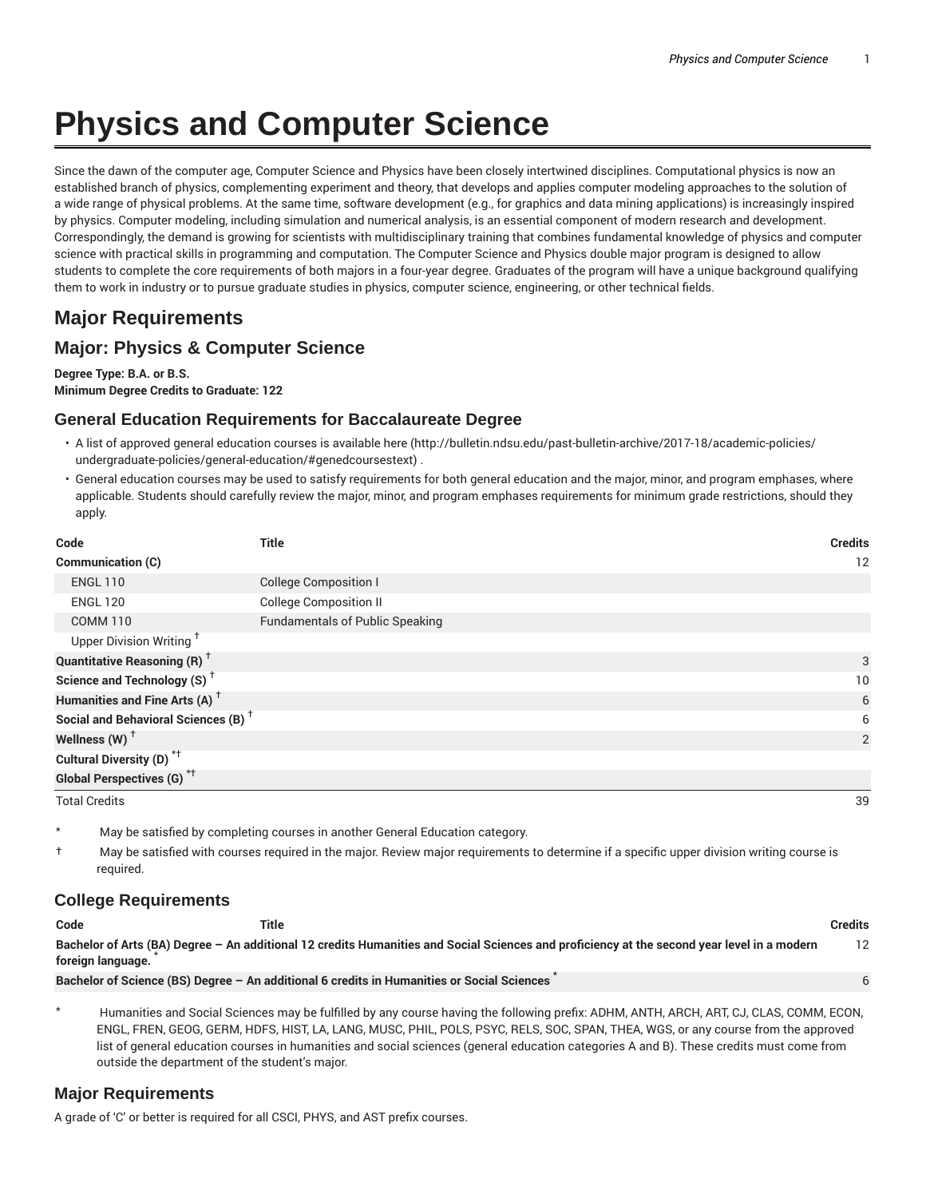# Physics and Computer Science

Since the dawn of the computer age, Computer Science and Physics have been closely intertwined disciplines. Computational physics is now an established branch of physics, complementing experiment and theory, that develops and applies computer modeling approaches to the solution of a wide range of physical problems. At the same time, software development (e.g., for graphics and data mining applications) is increasingly inspired by physics. Computer modeling, including simulation and numerical analysis, is an essential component of modern research and development. Correspondingly, the demand is growing for scientists with multidisciplinary training that combines fundamental knowledge of physics and computer science with practical skills in programming and computation. The Computer Science and Physics double major program is designed to allow students to complete the core requirements of both majors in a four-year degree. Graduates of the program will have a unique background qualifying them to work in industry or to pursue graduate studies in physics, computer science, engineering, or other technical fields.

## Major Requirements

## Major: Physics & Computer Science

**Degree Type: B.A. or B.S.**
**Minimum Degree Credits to Graduate: 122**

### General Education Requirements for Baccalaureate Degree

- A list of approved general education courses is available here (http://bulletin.ndsu.edu/past-bulletin-archive/2017-18/academic-policies/undergraduate-policies/general-education/#genedcoursestext) .
- General education courses may be used to satisfy requirements for both general education and the major, minor, and program emphases, where applicable. Students should carefully review the major, minor, and program emphases requirements for minimum grade restrictions, should they apply.

| Code | Title | Credits |
|---|---|---|
| **Communication (C)** | | 12 |
| ENGL 110 | College Composition I | |
| ENGL 120 | College Composition II | |
| COMM 110 | Fundamentals of Public Speaking | |
| Upper Division Writing † | | |
| **Quantitative Reasoning (R) †** | | 3 |
| **Science and Technology (S) †** | | 10 |
| **Humanities and Fine Arts (A) †** | | 6 |
| **Social and Behavioral Sciences (B) †** | | 6 |
| **Wellness (W) †** | | 2 |
| **Cultural Diversity (D) *†** | | |
| **Global Perspectives (G) *†** | | |
| Total Credits | | 39 |

\* May be satisfied by completing courses in another General Education category.

† May be satisfied with courses required in the major. Review major requirements to determine if a specific upper division writing course is required.

### College Requirements

| Code | Title | Credits |
|---|---|---|
| **Bachelor of Arts (BA) Degree – An additional 12 credits Humanities and Social Sciences and proficiency at the second year level in a modern foreign language. *** | | 12 |
| **Bachelor of Science (BS) Degree – An additional 6 credits in Humanities or Social Sciences *** | | 6 |

\* Humanities and Social Sciences may be fulfilled by any course having the following prefix: ADHM, ANTH, ARCH, ART, CJ, CLAS, COMM, ECON, ENGL, FREN, GEOG, GERM, HDFS, HIST, LA, LANG, MUSC, PHIL, POLS, PSYC, RELS, SOC, SPAN, THEA, WGS, or any course from the approved list of general education courses in humanities and social sciences (general education categories A and B). These credits must come from outside the department of the student's major.

### Major Requirements

A grade of 'C' or better is required for all CSCI, PHYS, and AST prefix courses.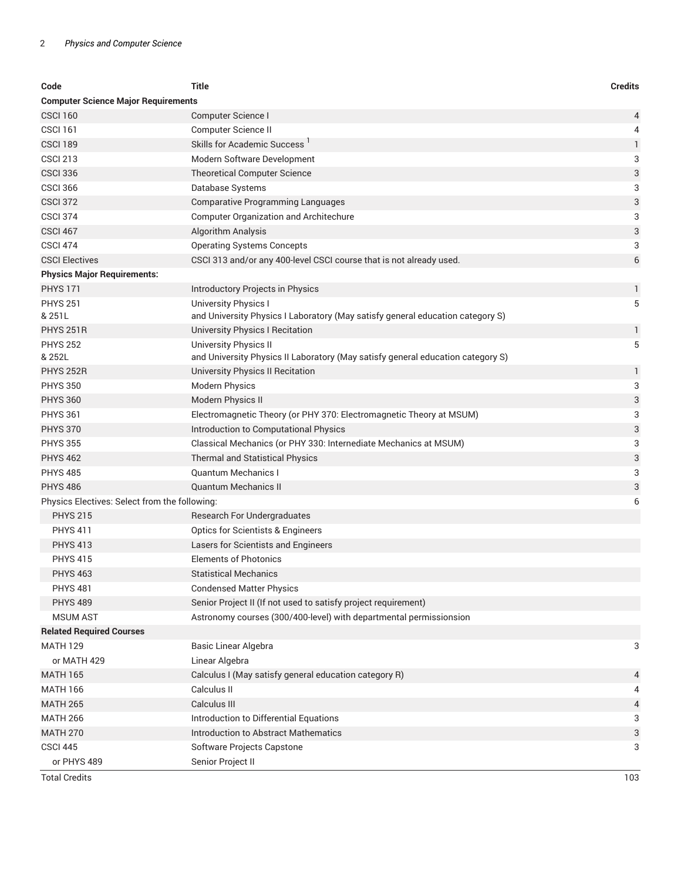| Code | Title | Credits |
|---|---|---|
| **Computer Science Major Requirements** | | |
| CSCI 160 | Computer Science I | 4 |
| CSCI 161 | Computer Science II | 4 |
| CSCI 189 | Skills for Academic Success [1] | 1 |
| CSCI 213 | Modern Software Development | 3 |
| CSCI 336 | Theoretical Computer Science | 3 |
| CSCI 366 | Database Systems | 3 |
| CSCI 372 | Comparative Programming Languages | 3 |
| CSCI 374 | Computer Organization and Architechure | 3 |
| CSCI 467 | Algorithm Analysis | 3 |
| CSCI 474 | Operating Systems Concepts | 3 |
| CSCI Electives | CSCI 313 and/or any 400-level CSCI course that is not already used. | 6 |
| **Physics Major Requirements:** | | |
| PHYS 171 | Introductory Projects in Physics | 1 |
| PHYS 251 & 251L | University Physics I and University Physics I Laboratory (May satisfy general education category S) | 5 |
| PHYS 251R | University Physics I Recitation | 1 |
| PHYS 252 & 252L | University Physics II and University Physics II Laboratory (May satisfy general education category S) | 5 |
| PHYS 252R | University Physics II Recitation | 1 |
| PHYS 350 | Modern Physics | 3 |
| PHYS 360 | Modern Physics II | 3 |
| PHYS 361 | Electromagnetic Theory (or PHY 370: Electromagnetic Theory at MSUM) | 3 |
| PHYS 370 | Introduction to Computational Physics | 3 |
| PHYS 355 | Classical Mechanics (or PHY 330: Internediate Mechanics at MSUM) | 3 |
| PHYS 462 | Thermal and Statistical Physics | 3 |
| PHYS 485 | Quantum Mechanics I | 3 |
| PHYS 486 | Quantum Mechanics II | 3 |
| Physics Electives: Select from the following: | | 6 |
| PHYS 215 | Research For Undergraduates | |
| PHYS 411 | Optics for Scientists & Engineers | |
| PHYS 413 | Lasers for Scientists and Engineers | |
| PHYS 415 | Elements of Photonics | |
| PHYS 463 | Statistical Mechanics | |
| PHYS 481 | Condensed Matter Physics | |
| PHYS 489 | Senior Project II (If not used to satisfy project requirement) | |
| MSUM AST | Astronomy courses (300/400-level) with departmental permissionsion | |
| **Related Required Courses** | | |
| MATH 129 | Basic Linear Algebra | 3 |
| or MATH 429 | Linear Algebra | |
| MATH 165 | Calculus I (May satisfy general education category R) | 4 |
| MATH 166 | Calculus II | 4 |
| MATH 265 | Calculus III | 4 |
| MATH 266 | Introduction to Differential Equations | 3 |
| MATH 270 | Introduction to Abstract Mathematics | 3 |
| CSCI 445 | Software Projects Capstone | 3 |
| or PHYS 489 | Senior Project II | |
| Total Credits | | 103 |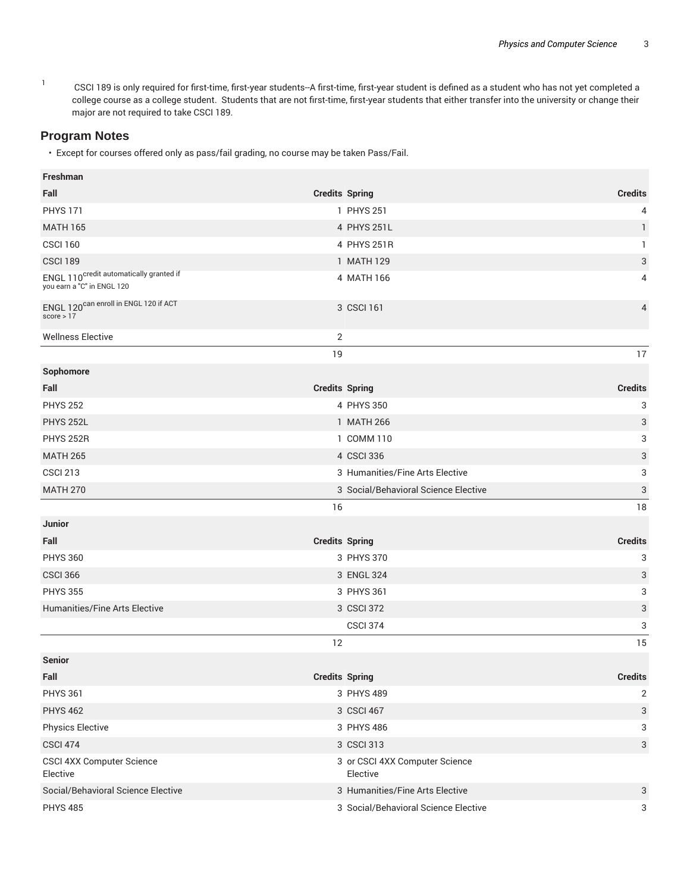1 CSCI 189 is only required for first-time, first-year students--A first-time, first-year student is defined as a student who has not yet completed a college course as a college student. Students that are not first-time, first-year students that either transfer into the university or change their major are not required to take CSCI 189.

## Program Notes

- Except for courses offered only as pass/fail grading, no course may be taken Pass/Fail.

| Freshman | | | |
|---|---|---|---|
| **Fall** | **Credits** | **Spring** | **Credits** |
| PHYS 171 | 1 | PHYS 251 | 4 |
| MATH 165 | 4 | PHYS 251L | 1 |
| CSCI 160 | 4 | PHYS 251R | 1 |
| CSCI 189 | 1 | MATH 129 | 3 |
| ENGL 110 credit automatically granted if you earn a "C" in ENGL 120 | 4 | MATH 166 | 4 |
| ENGL 120 can enroll in ENGL 120 if ACT score > 17 | 3 | CSCI 161 | 4 |
| Wellness Elective | 2 | | |
| | 19 | | 17 |
| **Sophomore** | | | |
| **Fall** | **Credits** | **Spring** | **Credits** |
| PHYS 252 | 4 | PHYS 350 | 3 |
| PHYS 252L | 1 | MATH 266 | 3 |
| PHYS 252R | 1 | COMM 110 | 3 |
| MATH 265 | 4 | CSCI 336 | 3 |
| CSCI 213 | 3 | Humanities/Fine Arts Elective | 3 |
| MATH 270 | 3 | Social/Behavioral Science Elective | 3 |
| | 16 | | 18 |
| **Junior** | | | |
| **Fall** | **Credits** | **Spring** | **Credits** |
| PHYS 360 | 3 | PHYS 370 | 3 |
| CSCI 366 | 3 | ENGL 324 | 3 |
| PHYS 355 | 3 | PHYS 361 | 3 |
| Humanities/Fine Arts Elective | 3 | CSCI 372 | 3 |
| | | CSCI 374 | 3 |
| | 12 | | 15 |
| **Senior** | | | |
| **Fall** | **Credits** | **Spring** | **Credits** |
| PHYS 361 | 3 | PHYS 489 | 2 |
| PHYS 462 | 3 | CSCI 467 | 3 |
| Physics Elective | 3 | PHYS 486 | 3 |
| CSCI 474 | 3 | CSCI 313 | 3 |
| CSCI 4XX Computer Science Elective | 3 | or CSCI 4XX Computer Science Elective | |
| Social/Behavioral Science Elective | 3 | Humanities/Fine Arts Elective | 3 |
| PHYS 485 | 3 | Social/Behavioral Science Elective | 3 |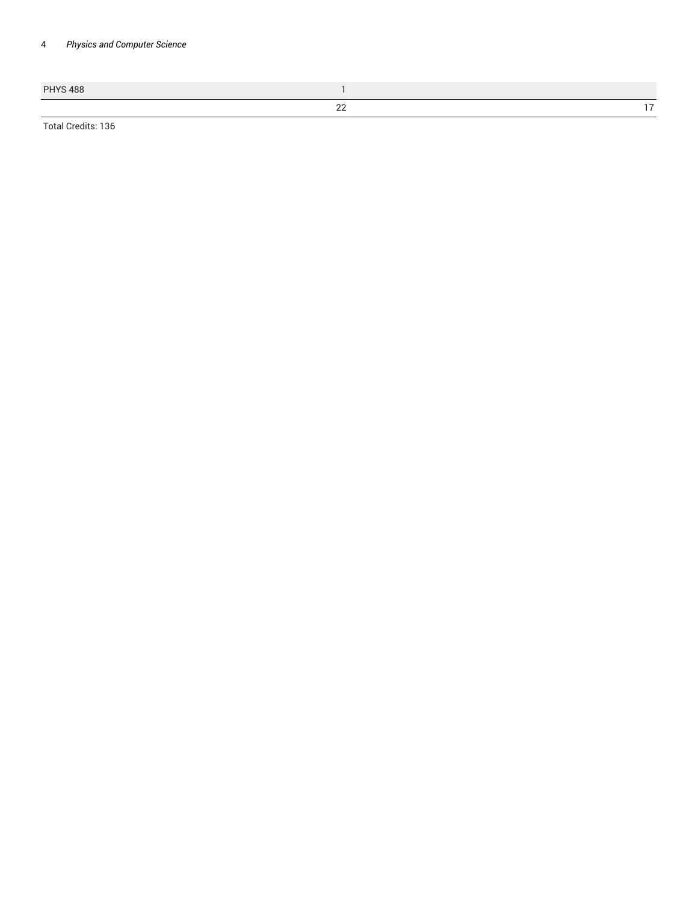| | | | |
|---|---|---|---|
| PHYS 488 | 1 | | |
| | 22 | | 17 |

Total Credits: 136